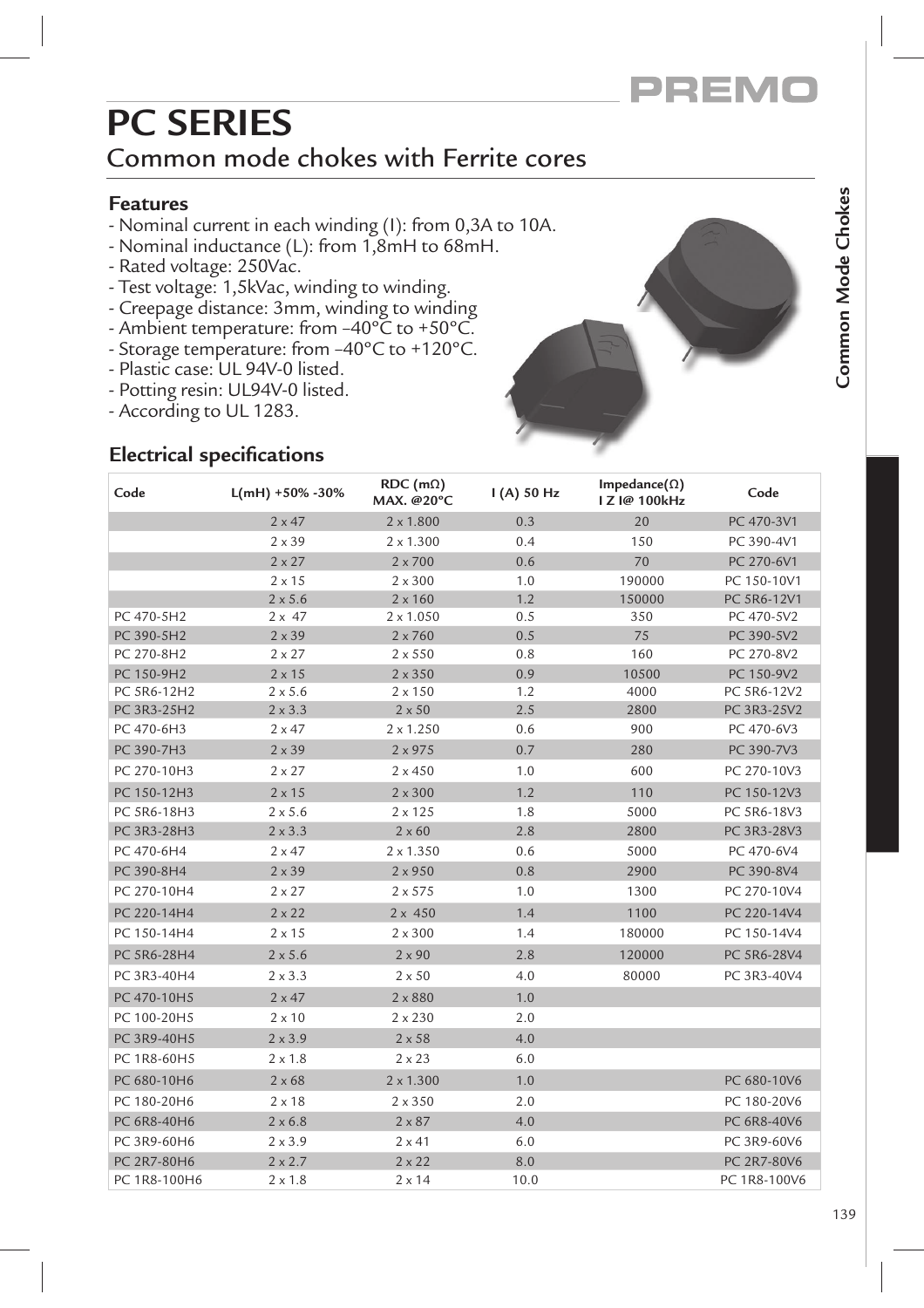# PC SERIES

## Common mode chokes with Ferrite cores

### Features

- Nominal current in each winding (I): from 0,3A to 10A.
- Nominal inductance (L): from 1,8mH to 68mH.
- Rated voltage: 250Vac.
- Test voltage: 1,5kVac, winding to winding.
- Creepage distance: 3mm, winding to winding
- Ambient temperature: from –40°C to +50°C.
- Storage temperature: from –40°C to +120°C.
- Plastic case: UL 94V-0 listed.
- Potting resin: UL94V-0 listed.
- According to UL 1283.

### Electrical specifications

| Code | L(mH) +50% -30% | RDC (mΩ) MAX. @20°C | I (A) 50 Hz | Impedance(Ω) I Z I@ 100kHz | Code |
|---|---|---|---|---|---|
| | 2 x 47 | 2 x 1.800 | 0.3 | 20 | PC 470-3V1 |
| | 2 x 39 | 2 x 1.300 | 0.4 | 150 | PC 390-4V1 |
| | 2 x 27 | 2 x 700 | 0.6 | 70 | PC 270-6V1 |
| | 2 x 15 | 2 x 300 | 1.0 | 190000 | PC 150-10V1 |
| | 2 x 5.6 | 2 x 160 | 1.2 | 150000 | PC 5R6-12V1 |
| PC 470-5H2 | 2 x 47 | 2 x 1.050 | 0.5 | 350 | PC 470-5V2 |
| PC 390-5H2 | 2 x 39 | 2 x 760 | 0.5 | 75 | PC 390-5V2 |
| PC 270-8H2 | 2 x 27 | 2 x 550 | 0.8 | 160 | PC 270-8V2 |
| PC 150-9H2 | 2 x 15 | 2 x 350 | 0.9 | 10500 | PC 150-9V2 |
| PC 5R6-12H2 | 2 x 5.6 | 2 x 150 | 1.2 | 4000 | PC 5R6-12V2 |
| PC 3R3-25H2 | 2 x 3.3 | 2 x 50 | 2.5 | 2800 | PC 3R3-25V2 |
| PC 470-6H3 | 2 x 47 | 2 x 1.250 | 0.6 | 900 | PC 470-6V3 |
| PC 390-7H3 | 2 x 39 | 2 x 975 | 0.7 | 280 | PC 390-7V3 |
| PC 270-10H3 | 2 x 27 | 2 x 450 | 1.0 | 600 | PC 270-10V3 |
| PC 150-12H3 | 2 x 15 | 2 x 300 | 1.2 | 110 | PC 150-12V3 |
| PC 5R6-18H3 | 2 x 5.6 | 2 x 125 | 1.8 | 5000 | PC 5R6-18V3 |
| PC 3R3-28H3 | 2 x 3.3 | 2 x 60 | 2.8 | 2800 | PC 3R3-28V3 |
| PC 470-6H4 | 2 x 47 | 2 x 1.350 | 0.6 | 5000 | PC 470-6V4 |
| PC 390-8H4 | 2 x 39 | 2 x 950 | 0.8 | 2900 | PC 390-8V4 |
| PC 270-10H4 | 2 x 27 | 2 x 575 | 1.0 | 1300 | PC 270-10V4 |
| PC 220-14H4 | 2 x 22 | 2 x 450 | 1.4 | 1100 | PC 220-14V4 |
| PC 150-14H4 | 2 x 15 | 2 x 300 | 1.4 | 180000 | PC 150-14V4 |
| PC 5R6-28H4 | 2 x 5.6 | 2 x 90 | 2.8 | 120000 | PC 5R6-28V4 |
| PC 3R3-40H4 | 2 x 3.3 | 2 x 50 | 4.0 | 80000 | PC 3R3-40V4 |
| PC 470-10H5 | 2 x 47 | 2 x 880 | 1.0 | | |
| PC 100-20H5 | 2 x 10 | 2 x 230 | 2.0 | | |
| PC 3R9-40H5 | 2 x 3.9 | 2 x 58 | 4.0 | | |
| PC 1R8-60H5 | 2 x 1.8 | 2 x 23 | 6.0 | | |
| PC 680-10H6 | 2 x 68 | 2 x 1.300 | 1.0 | | PC 680-10V6 |
| PC 180-20H6 | 2 x 18 | 2 x 350 | 2.0 | | PC 180-20V6 |
| PC 6R8-40H6 | 2 x 6.8 | 2 x 87 | 4.0 | | PC 6R8-40V6 |
| PC 3R9-60H6 | 2 x 3.9 | 2 x 41 | 6.0 | | PC 3R9-60V6 |
| PC 2R7-80H6 | 2 x 2.7 | 2 x 22 | 8.0 | | PC 2R7-80V6 |
| PC 1R8-100H6 | 2 x 1.8 | 2 x 14 | 10.0 | | PC 1R8-100V6 |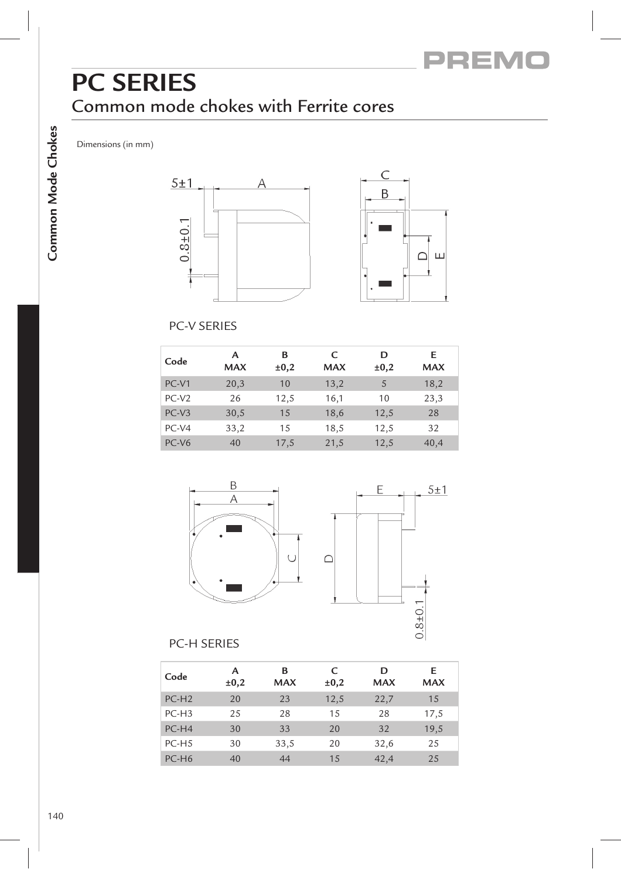# PC SERIES

## Common mode chokes with Ferrite cores

Dimensions (in mm)

PC-V SERIES

| Code | A MAX | B ±0,2 | C MAX | D ±0,2 | E MAX |
|---|---|---|---|---|---|
| PC-V1 | 20,3 | 10 | 13,2 | 5 | 18,2 |
| PC-V2 | 26 | 12,5 | 16,1 | 10 | 23,3 |
| PC-V3 | 30,5 | 15 | 18,6 | 12,5 | 28 |
| PC-V4 | 33,2 | 15 | 18,5 | 12,5 | 32 |
| PC-V6 | 40 | 17,5 | 21,5 | 12,5 | 40,4 |

PC-H SERIES

| Code | A ±0,2 | B MAX | C ±0,2 | D MAX | E MAX |
|---|---|---|---|---|---|
| PC-H2 | 20 | 23 | 12,5 | 22,7 | 15 |
| PC-H3 | 25 | 28 | 15 | 28 | 17,5 |
| PC-H4 | 30 | 33 | 20 | 32 | 19,5 |
| PC-H5 | 30 | 33,5 | 20 | 32,6 | 25 |
| PC-H6 | 40 | 44 | 15 | 42,4 | 25 |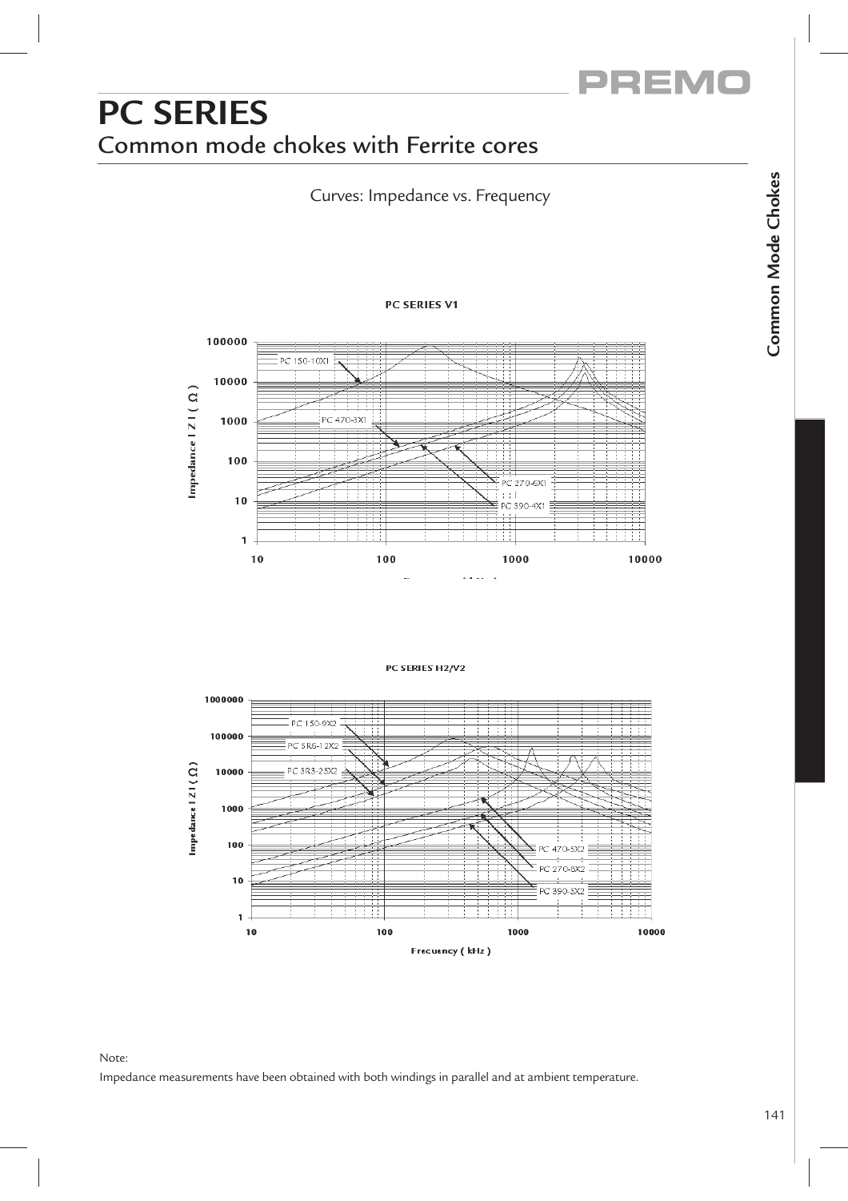# PC SERIES

## Common mode chokes with Ferrite cores

Curves: Impedance vs. Frequency

**PC SERIES V1**

Impedance | Z | ( Ω )

PC 150-10X1

PC 470-3X1

PC 270-6X1

PC 390-4X1

**PC SERIES H2/V2**

Impedance | Z | ( Ω )

PC 150-9X2

PC 5R6-12X2

PC 3R3-25X2

PC 470-5X2

PC 270-8X2

PC 390-5X2

Frecuency ( kHz )

Note:

Impedance measurements have been obtained with both windings in parallel and at ambient temperature.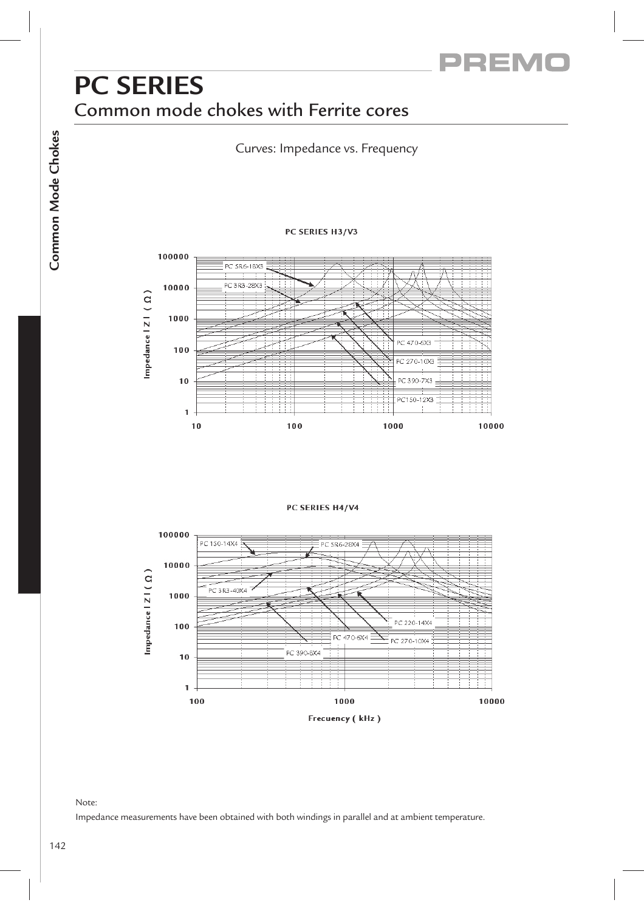# PC SERIES

## Common mode chokes with Ferrite cores

Common Mode Chokes

Curves: Impedance vs. Frequency

PC SERIES H3/V3

100000
10000
1000
100
10
1

Impedance I Z I ( Ω )

10
100
1000
10000

PC 5R6-16X3
PC 3R3-28X3
PC 470-6X3
PC 270-10X3
PC 390-7X3
PC150-12X3

PC SERIES H4/V4

100000
10000
1000
100
10
1

Impedance I Z I ( Ω )

100
1000
10000

Frecuency ( kHz )

PC 150-14X4
PC 5R6-28X4
PC 3R3-40X4
PC 220-14X4
PC 470-6X4
PC 270-10X4
PC 390-8X4

Note:

Impedance measurements have been obtained with both windings in parallel and at ambient temperature.